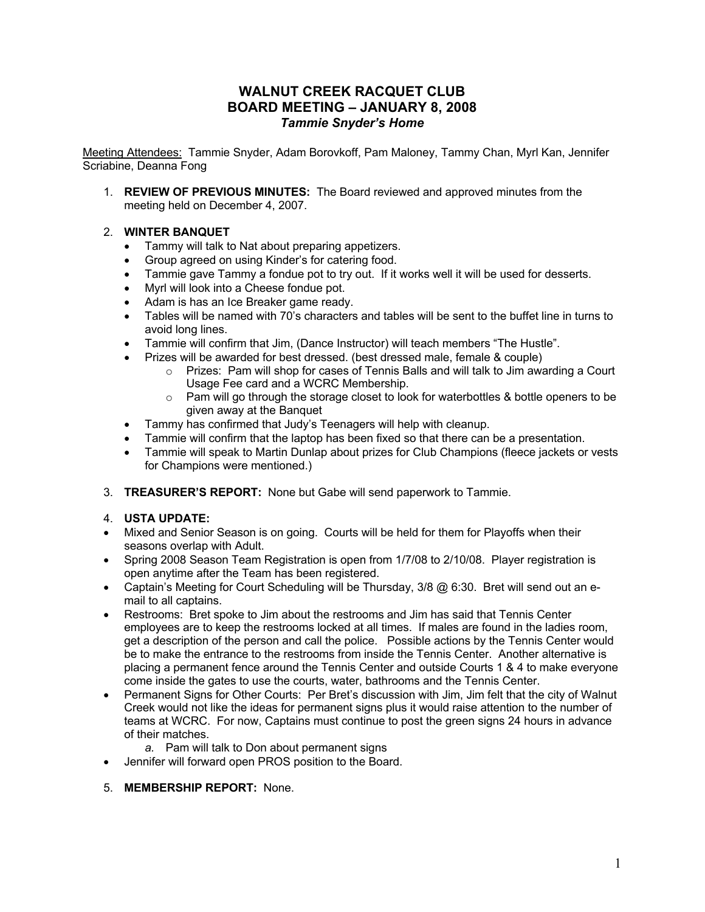# WALNUT CREEK RACQUET CLUB
# BOARD MEETING – JANUARY 8, 2008
### *Tammie Snyder's Home*

Meeting Attendees: Tammie Snyder, Adam Borovkoff, Pam Maloney, Tammy Chan, Myrl Kan, Jennifer Scriabine, Deanna Fong

1. **REVIEW OF PREVIOUS MINUTES:** The Board reviewed and approved minutes from the meeting held on December 4, 2007.

2. **WINTER BANQUET**
   - Tammy will talk to Nat about preparing appetizers.
   - Group agreed on using Kinder's for catering food.
   - Tammie gave Tammy a fondue pot to try out. If it works well it will be used for desserts.
   - Myrl will look into a Cheese fondue pot.
   - Adam is has an Ice Breaker game ready.
   - Tables will be named with 70's characters and tables will be sent to the buffet line in turns to avoid long lines.
   - Tammie will confirm that Jim, (Dance Instructor) will teach members "The Hustle".
   - Prizes will be awarded for best dressed. (best dressed male, female & couple)
     - Prizes: Pam will shop for cases of Tennis Balls and will talk to Jim awarding a Court Usage Fee card and a WCRC Membership.
     - Pam will go through the storage closet to look for waterbottles & bottle openers to be given away at the Banquet
   - Tammy has confirmed that Judy's Teenagers will help with cleanup.
   - Tammie will confirm that the laptop has been fixed so that there can be a presentation.
   - Tammie will speak to Martin Dunlap about prizes for Club Champions (fleece jackets or vests for Champions were mentioned.)

3. **TREASURER'S REPORT:** None but Gabe will send paperwork to Tammie.

4. **USTA UPDATE:**

- Mixed and Senior Season is on going. Courts will be held for them for Playoffs when their seasons overlap with Adult.
- Spring 2008 Season Team Registration is open from 1/7/08 to 2/10/08. Player registration is open anytime after the Team has been registered.
- Captain's Meeting for Court Scheduling will be Thursday, 3/8 @ 6:30. Bret will send out an e-mail to all captains.
- Restrooms: Bret spoke to Jim about the restrooms and Jim has said that Tennis Center employees are to keep the restrooms locked at all times. If males are found in the ladies room, get a description of the person and call the police. Possible actions by the Tennis Center would be to make the entrance to the restrooms from inside the Tennis Center. Another alternative is placing a permanent fence around the Tennis Center and outside Courts 1 & 4 to make everyone come inside the gates to use the courts, water, bathrooms and the Tennis Center.
- Permanent Signs for Other Courts: Per Bret's discussion with Jim, Jim felt that the city of Walnut Creek would not like the ideas for permanent signs plus it would raise attention to the number of teams at WCRC. For now, Captains must continue to post the green signs 24 hours in advance of their matches.
  a. *Pam will talk to Don about permanent signs*
- Jennifer will forward open PROS position to the Board.

5. **MEMBERSHIP REPORT:** None.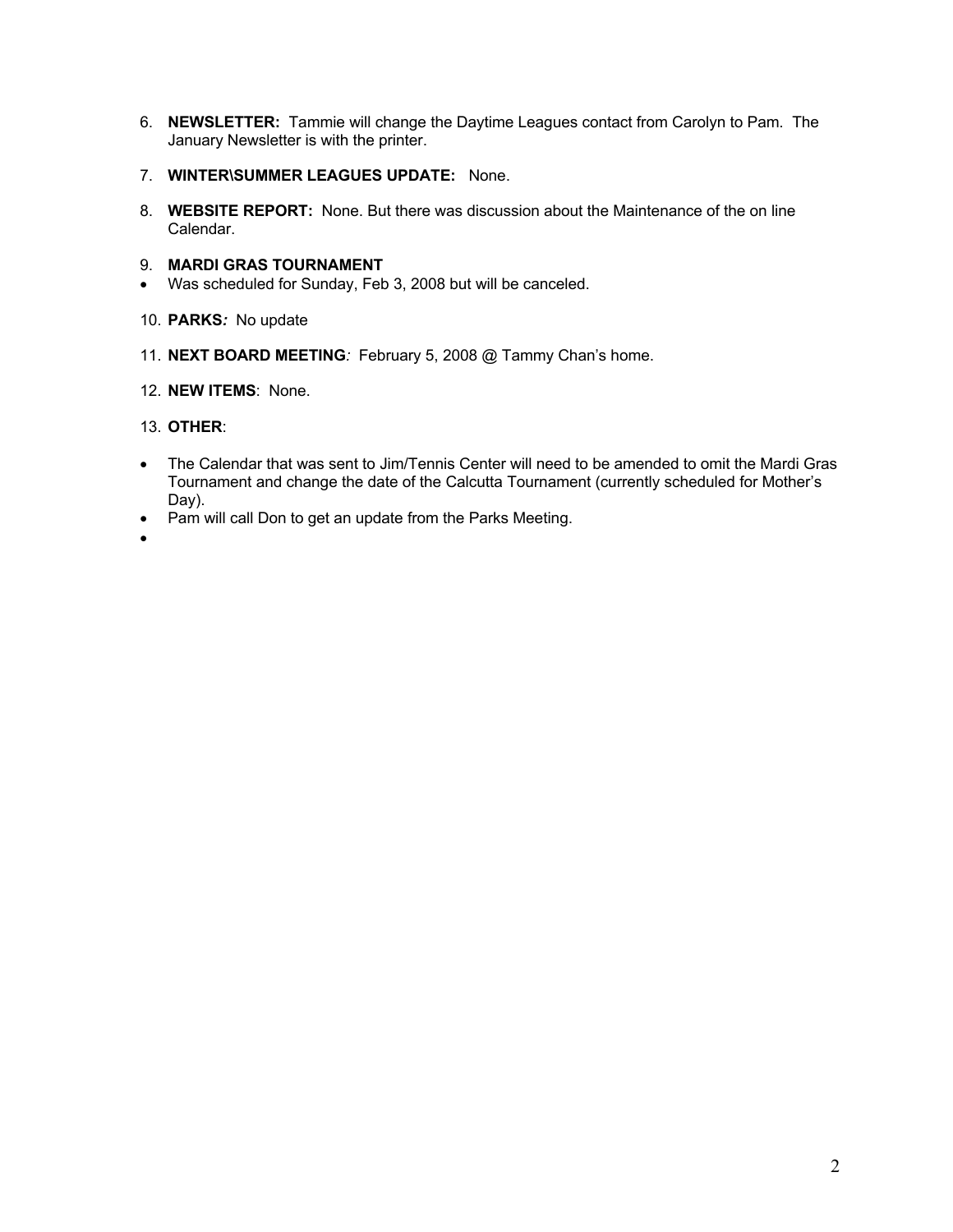6. **NEWSLETTER:** Tammie will change the Daytime Leagues contact from Carolyn to Pam. The January Newsletter is with the printer.

7. **WINTER\SUMMER LEAGUES UPDATE:** None.

8. **WEBSITE REPORT:** None. But there was discussion about the Maintenance of the on line Calendar.

9. **MARDI GRAS TOURNAMENT**

- Was scheduled for Sunday, Feb 3, 2008 but will be canceled.

10. **PARKS***:* No update

11. **NEXT BOARD MEETING***:* February 5, 2008 @ Tammy Chan's home.

12. **NEW ITEMS**: None.

13. **OTHER**:

- The Calendar that was sent to Jim/Tennis Center will need to be amended to omit the Mardi Gras Tournament and change the date of the Calcutta Tournament (currently scheduled for Mother's Day).
- Pam will call Don to get an update from the Parks Meeting.
-